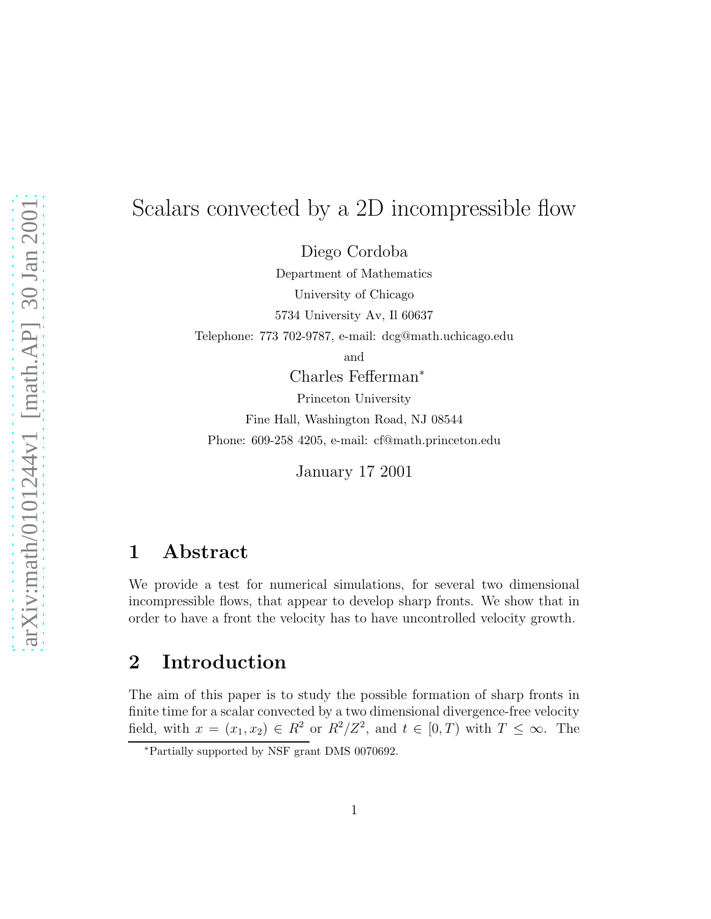# Scalars convected by a 2D incompressible flow

Diego Cordoba

Department of Mathematics

University of Chicago

5734 University Av, Il 60637

Telephone: 773 702-9787, e-mail: dcg@math.uchicago.edu

and

Charles Fefferman*

Princeton University

Fine Hall, Washington Road, NJ 08544

Phone: 609-258 4205, e-mail: cf@math.princeton.edu

January 17 2001

## 1 Abstract

We provide a test for numerical simulations, for several two dimensional incompressible flows, that appear to develop sharp fronts. We show that in order to have a front the velocity has to have uncontrolled velocity growth.

## 2 Introduction

The aim of this paper is to study the possible formation of sharp fronts in finite time for a scalar convected by a two dimensional divergence-free velocity field, with $x = (x_1, x_2) \in R^2$ or $R^2/Z^2$, and $t \in [0, T)$ with $T \leq \infty$. The

*Partially supported by NSF grant DMS 0070692.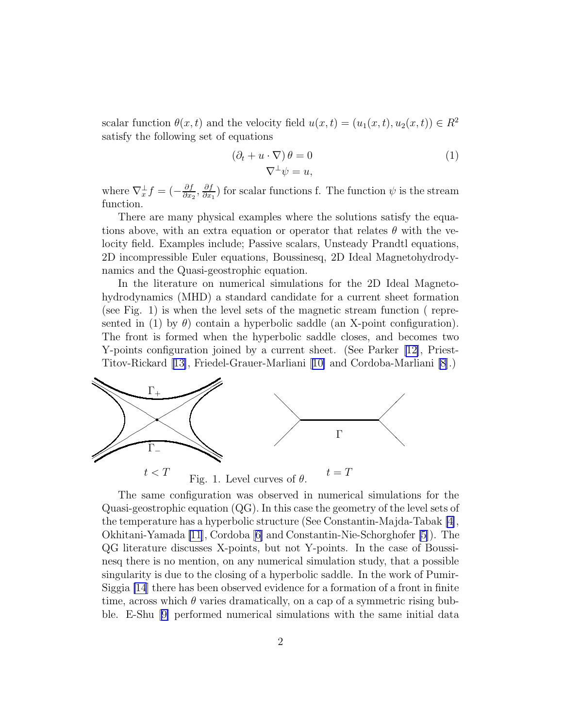scalar function $\theta(x,t)$ and the velocity field $u(x,t) = (u_1(x,t), u_2(x,t)) \in R^2$ satisfy the following set of equations

$$
\begin{aligned}
(\partial_t + u \cdot \nabla)\,\theta &= 0 \\
\nabla^{\perp}\psi &= u,
\end{aligned}
\tag{1}
$$

where $\nabla_x^{\perp} f = (-\frac{\partial f}{\partial x_2}, \frac{\partial f}{\partial x_1})$ for scalar functions f. The function $\psi$ is the stream function.

There are many physical examples where the solutions satisfy the equations above, with an extra equation or operator that relates $\theta$ with the velocity field. Examples include; Passive scalars, Unsteady Prandtl equations, 2D incompressible Euler equations, Boussinesq, 2D Ideal Magnetohydrodynamics and the Quasi-geostrophic equation.

In the literature on numerical simulations for the 2D Ideal Magnetohydrodynamics (MHD) a standard candidate for a current sheet formation (see Fig. 1) is when the level sets of the magnetic stream function ( represented in (1) by $\theta$) contain a hyperbolic saddle (an X-point configuration). The front is formed when the hyperbolic saddle closes, and becomes two Y-points configuration joined by a current sheet. (See Parker [12], Priest-Titov-Rickard [13], Friedel-Grauer-Marliani [10] and Cordoba-Marliani [8].)

$\Gamma_+$ $\Gamma_-$ $t < T$ $\Gamma$ $t = T$

Fig. 1. Level curves of $\theta$.

The same configuration was observed in numerical simulations for the Quasi-geostrophic equation (QG). In this case the geometry of the level sets of the temperature has a hyperbolic structure (See Constantin-Majda-Tabak [4], Okhitani-Yamada [11], Cordoba [6] and Constantin-Nie-Schorghofer [5]). The QG literature discusses X-points, but not Y-points. In the case of Boussinesq there is no mention, on any numerical simulation study, that a possible singularity is due to the closing of a hyperbolic saddle. In the work of Pumir-Siggia [14] there has been observed evidence for a formation of a front in finite time, across which $\theta$ varies dramatically, on a cap of a symmetric rising bubble. E-Shu [9] performed numerical simulations with the same initial data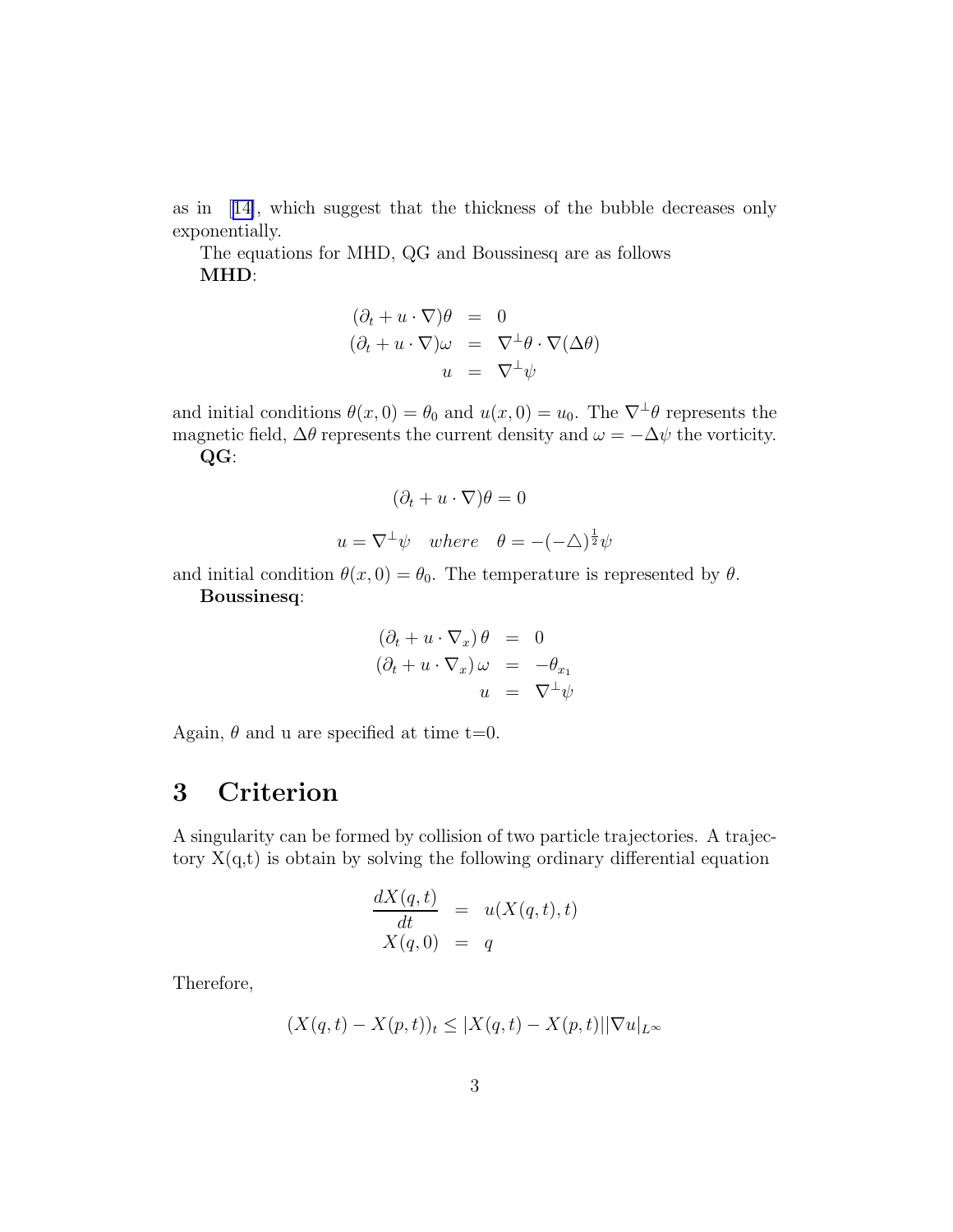as in [14], which suggest that the thickness of the bubble decreases only exponentially.

The equations for MHD, QG and Boussinesq are as follows

**MHD**:

$$
\begin{aligned}
(\partial_t + u \cdot \nabla)\theta &= 0 \\
(\partial_t + u \cdot \nabla)\omega &= \nabla^{\perp}\theta \cdot \nabla(\Delta\theta) \\
u &= \nabla^{\perp}\psi
\end{aligned}
$$

and initial conditions $\theta(x,0) = \theta_0$ and $u(x,0) = u_0$. The $\nabla^{\perp}\theta$ represents the magnetic field, $\Delta\theta$ represents the current density and $\omega = -\Delta\psi$ the vorticity.

**QG**:

$$
(\partial_t + u \cdot \nabla)\theta = 0
$$

$$
u = \nabla^{\perp}\psi \quad where \quad \theta = -(-\triangle)^{\frac{1}{2}}\psi
$$

and initial condition $\theta(x,0) = \theta_0$. The temperature is represented by $\theta$.

**Boussinesq**:

$$
\begin{aligned}
(\partial_t + u \cdot \nabla_x)\,\theta &= 0 \\
(\partial_t + u \cdot \nabla_x)\,\omega &= -\theta_{x_1} \\
u &= \nabla^{\perp}\psi
\end{aligned}
$$

Again, $\theta$ and u are specified at time t=0.

# 3 Criterion

A singularity can be formed by collision of two particle trajectories. A trajectory X(q,t) is obtain by solving the following ordinary differential equation

$$
\begin{aligned}
\frac{dX(q,t)}{dt} &= u(X(q,t),t) \\
X(q,0) &= q
\end{aligned}
$$

Therefore,

$$
(X(q,t) - X(p,t))_t \leq |X(q,t) - X(p,t)||\nabla u|_{L^\infty}
$$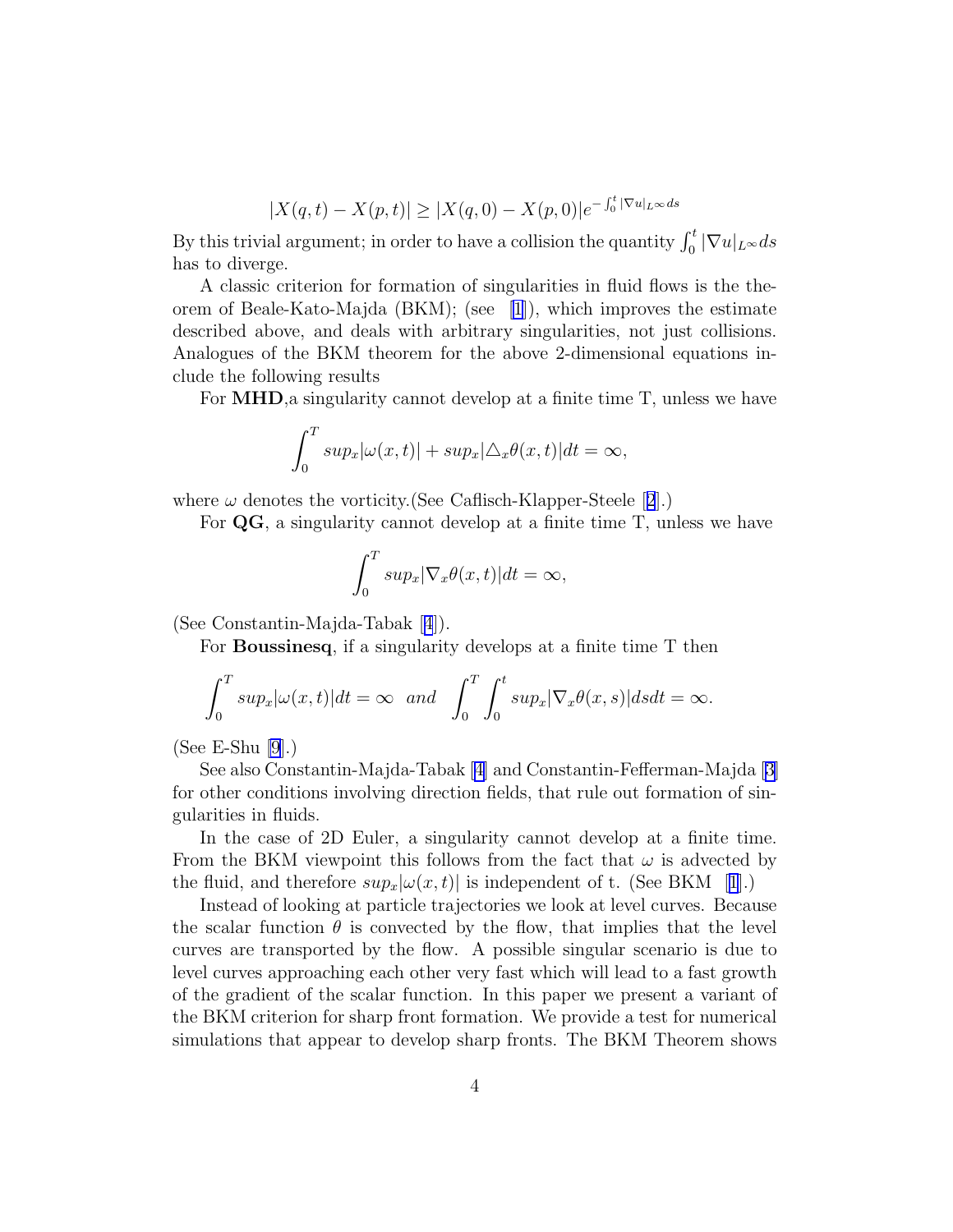$$|X(q,t) - X(p,t)| \geq |X(q,0) - X(p,0)| e^{-\int_0^t |\nabla u|_{L^\infty} ds}$$

By this trivial argument; in order to have a collision the quantity $\int_0^t |\nabla u|_{L^\infty} ds$ has to diverge.

A classic criterion for formation of singularities in fluid flows is the theorem of Beale-Kato-Majda (BKM); (see [1]), which improves the estimate described above, and deals with arbitrary singularities, not just collisions. Analogues of the BKM theorem for the above 2-dimensional equations include the following results

For **MHD**,a singularity cannot develop at a finite time T, unless we have

$$\int_0^T sup_x |\omega(x,t)| + sup_x |\triangle_x \theta(x,t)| dt = \infty,$$

where $\omega$ denotes the vorticity.(See Caflisch-Klapper-Steele [2].)

For **QG**, a singularity cannot develop at a finite time T, unless we have

$$\int_0^T sup_x |\nabla_x \theta(x,t)| dt = \infty,$$

(See Constantin-Majda-Tabak [4]).

For **Boussinesq**, if a singularity develops at a finite time T then

$$\int_0^T sup_x |\omega(x,t)| dt = \infty \;\; and \;\; \int_0^T \int_0^t sup_x |\nabla_x \theta(x,s)| ds dt = \infty.$$

(See E-Shu [9].)

See also Constantin-Majda-Tabak [4] and Constantin-Fefferman-Majda [3] for other conditions involving direction fields, that rule out formation of singularities in fluids.

In the case of 2D Euler, a singularity cannot develop at a finite time. From the BKM viewpoint this follows from the fact that $\omega$ is advected by the fluid, and therefore $sup_x |\omega(x,t)|$ is independent of t. (See BKM [1].)

Instead of looking at particle trajectories we look at level curves. Because the scalar function $\theta$ is convected by the flow, that implies that the level curves are transported by the flow. A possible singular scenario is due to level curves approaching each other very fast which will lead to a fast growth of the gradient of the scalar function. In this paper we present a variant of the BKM criterion for sharp front formation. We provide a test for numerical simulations that appear to develop sharp fronts. The BKM Theorem shows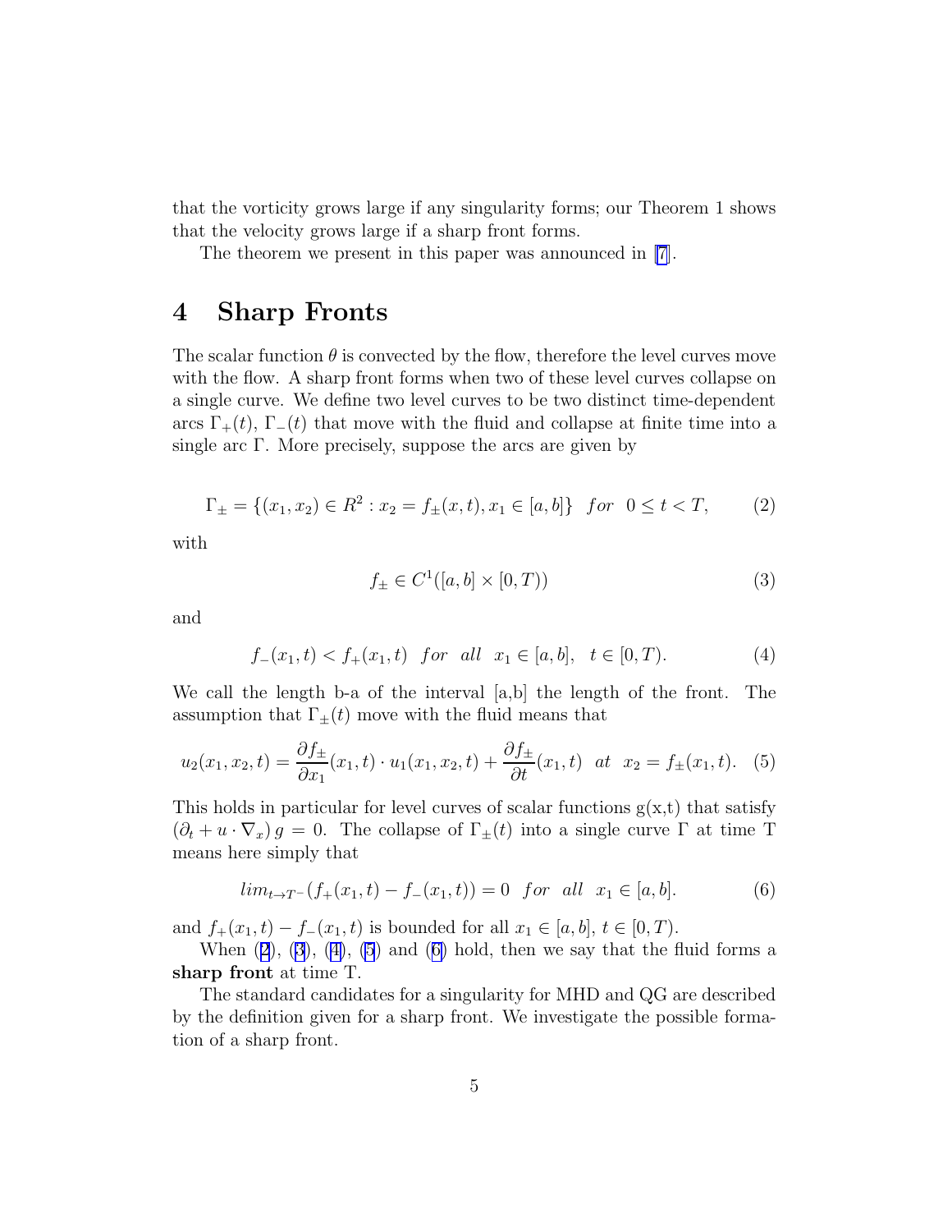that the vorticity grows large if any singularity forms; our Theorem 1 shows that the velocity grows large if a sharp front forms.

The theorem we present in this paper was announced in [7].

# 4 Sharp Fronts

The scalar function $\theta$ is convected by the flow, therefore the level curves move with the flow. A sharp front forms when two of these level curves collapse on a single curve. We define two level curves to be two distinct time-dependent arcs $\Gamma_+(t)$, $\Gamma_-(t)$ that move with the fluid and collapse at finite time into a single arc $\Gamma$. More precisely, suppose the arcs are given by

$$\Gamma_\pm = \{(x_1, x_2) \in R^2 : x_2 = f_\pm(x, t), x_1 \in [a, b]\} \quad for \quad 0 \leq t < T, \tag{2}$$

with

$$f_\pm \in C^1([a, b] \times [0, T)) \tag{3}$$

and

$$f_-(x_1, t) < f_+(x_1, t) \quad for \quad all \quad x_1 \in [a, b], \quad t \in [0, T). \tag{4}$$

We call the length b-a of the interval [a,b] the length of the front. The assumption that $\Gamma_\pm(t)$ move with the fluid means that

$$u_2(x_1, x_2, t) = \frac{\partial f_\pm}{\partial x_1}(x_1, t) \cdot u_1(x_1, x_2, t) + \frac{\partial f_\pm}{\partial t}(x_1, t) \quad at \quad x_2 = f_\pm(x_1, t). \tag{5}$$

This holds in particular for level curves of scalar functions g(x,t) that satisfy $(\partial_t + u \cdot \nabla_x)\, g = 0$. The collapse of $\Gamma_\pm(t)$ into a single curve $\Gamma$ at time T means here simply that

$$lim_{t \to T^-}(f_+(x_1, t) - f_-(x_1, t)) = 0 \quad for \quad all \quad x_1 \in [a, b]. \tag{6}$$

and $f_+(x_1, t) - f_-(x_1, t)$ is bounded for all $x_1 \in [a, b]$, $t \in [0, T)$.

When (2), (3), (4), (5) and (6) hold, then we say that the fluid forms a **sharp front** at time T.

The standard candidates for a singularity for MHD and QG are described by the definition given for a sharp front. We investigate the possible formation of a sharp front.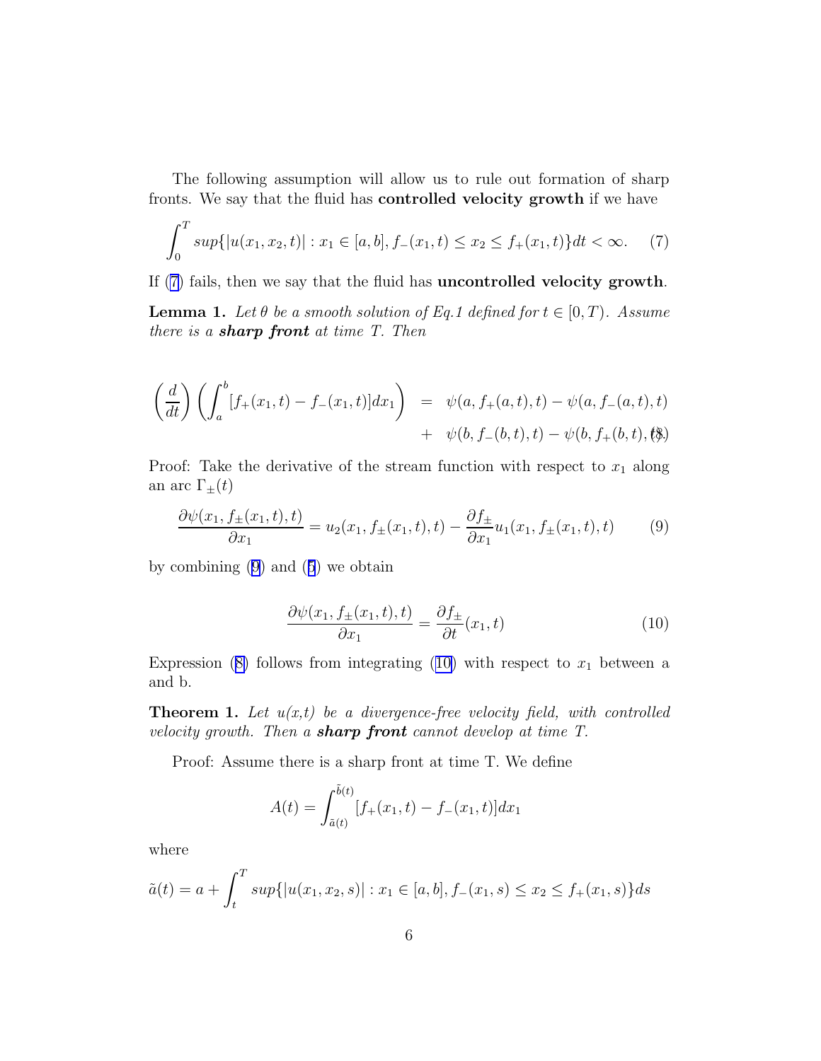The following assumption will allow us to rule out formation of sharp fronts. We say that the fluid has **controlled velocity growth** if we have

$$\int_0^T sup\{|u(x_1,x_2,t)| : x_1 \in [a,b], f_-(x_1,t) \le x_2 \le f_+(x_1,t)\}dt < \infty. \tag{7}$$

If (7) fails, then we say that the fluid has **uncontrolled velocity growth**.

**Lemma 1.** *Let $\theta$ be a smooth solution of Eq.1 defined for $t \in [0,T)$. Assume there is a* ***sharp front*** *at time T. Then*

$$\begin{aligned}\left(\frac{d}{dt}\right)\left(\int_a^b [f_+(x_1,t) - f_-(x_1,t)]dx_1\right) &= \psi(a, f_+(a,t),t) - \psi(a, f_-(a,t),t) \\ &+ \psi(b, f_-(b,t),t) - \psi(b, f_+(b,t),t). \end{aligned} \tag{8}$$

Proof: Take the derivative of the stream function with respect to $x_1$ along an arc $\Gamma_\pm(t)$

$$\frac{\partial \psi(x_1, f_\pm(x_1,t),t)}{\partial x_1} = u_2(x_1, f_\pm(x_1,t),t) - \frac{\partial f_\pm}{\partial x_1} u_1(x_1, f_\pm(x_1,t),t) \tag{9}$$

by combining (9) and (5) we obtain

$$\frac{\partial \psi(x_1, f_\pm(x_1,t),t)}{\partial x_1} = \frac{\partial f_\pm}{\partial t}(x_1,t) \tag{10}$$

Expression (8) follows from integrating (10) with respect to $x_1$ between a and b.

**Theorem 1.** *Let u(x,t) be a divergence-free velocity field, with controlled velocity growth. Then a* ***sharp front*** *cannot develop at time T.*

Proof: Assume there is a sharp front at time T. We define

$$A(t) = \int_{\tilde{a}(t)}^{\tilde{b}(t)} [f_+(x_1,t) - f_-(x_1,t)]dx_1$$

where

$$\tilde{a}(t) = a + \int_t^T sup\{|u(x_1,x_2,s)| : x_1 \in [a,b], f_-(x_1,s) \le x_2 \le f_+(x_1,s)\}ds$$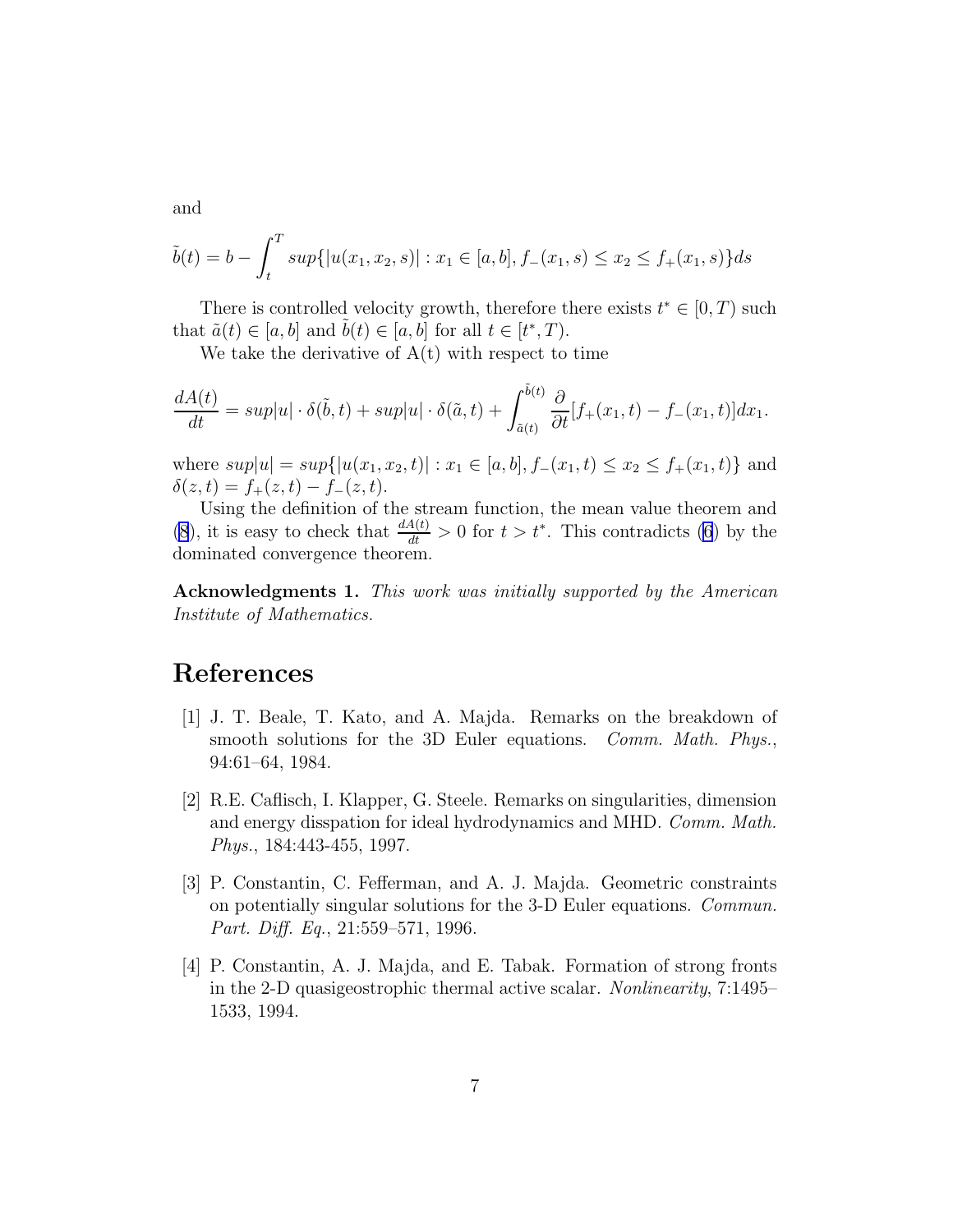and

$$\tilde{b}(t) = b - \int_t^T sup\{|u(x_1, x_2, s)| : x_1 \in [a, b], f_-(x_1, s) \leq x_2 \leq f_+(x_1, s)\} ds$$

There is controlled velocity growth, therefore there exists $t^* \in [0, T)$ such that $\tilde{a}(t) \in [a, b]$ and $\tilde{b}(t) \in [a, b]$ for all $t \in [t^*, T)$.

We take the derivative of A(t) with respect to time

$$\frac{dA(t)}{dt} = sup|u| \cdot \delta(\tilde{b}, t) + sup|u| \cdot \delta(\tilde{a}, t) + \int_{\tilde{a}(t)}^{\tilde{b}(t)} \frac{\partial}{\partial t}[f_+(x_1, t) - f_-(x_1, t)] dx_1.$$

where $sup|u| = sup\{|u(x_1, x_2, t)| : x_1 \in [a, b], f_-(x_1, t) \leq x_2 \leq f_+(x_1, t)\}$ and $\delta(z, t) = f_+(z, t) - f_-(z, t)$.

Using the definition of the stream function, the mean value theorem and (8), it is easy to check that $\frac{dA(t)}{dt} > 0$ for $t > t^*$. This contradicts (6) by the dominated convergence theorem.

**Acknowledgments 1.** *This work was initially supported by the American Institute of Mathematics.*

# References

[1] J. T. Beale, T. Kato, and A. Majda. Remarks on the breakdown of smooth solutions for the 3D Euler equations. *Comm. Math. Phys.*, 94:61–64, 1984.

[2] R.E. Caflisch, I. Klapper, G. Steele. Remarks on singularities, dimension and energy disspation for ideal hydrodynamics and MHD. *Comm. Math. Phys.*, 184:443-455, 1997.

[3] P. Constantin, C. Fefferman, and A. J. Majda. Geometric constraints on potentially singular solutions for the 3-D Euler equations. *Commun. Part. Diff. Eq.*, 21:559–571, 1996.

[4] P. Constantin, A. J. Majda, and E. Tabak. Formation of strong fronts in the 2-D quasigeostrophic thermal active scalar. *Nonlinearity*, 7:1495–1533, 1994.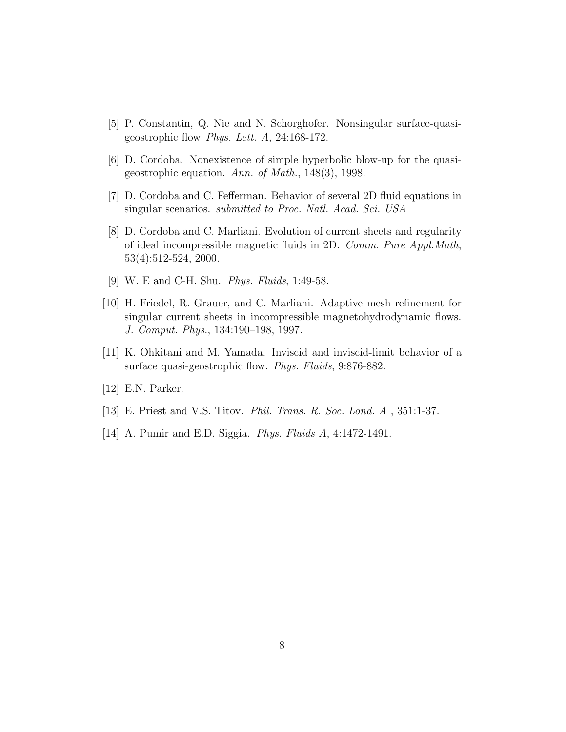[5] P. Constantin, Q. Nie and N. Schorghofer. Nonsingular surface-quasi-geostrophic flow *Phys. Lett. A*, 24:168-172.

[6] D. Cordoba. Nonexistence of simple hyperbolic blow-up for the quasi-geostrophic equation. *Ann. of Math.*, 148(3), 1998.

[7] D. Cordoba and C. Fefferman. Behavior of several 2D fluid equations in singular scenarios. *submitted to Proc. Natl. Acad. Sci. USA*

[8] D. Cordoba and C. Marliani. Evolution of current sheets and regularity of ideal incompressible magnetic fluids in 2D. *Comm. Pure Appl.Math*, 53(4):512-524, 2000.

[9] W. E and C-H. Shu. *Phys. Fluids*, 1:49-58.

[10] H. Friedel, R. Grauer, and C. Marliani. Adaptive mesh refinement for singular current sheets in incompressible magnetohydrodynamic flows. *J. Comput. Phys.*, 134:190–198, 1997.

[11] K. Ohkitani and M. Yamada. Inviscid and inviscid-limit behavior of a surface quasi-geostrophic flow. *Phys. Fluids*, 9:876-882.

[12] E.N. Parker.

[13] E. Priest and V.S. Titov. *Phil. Trans. R. Soc. Lond. A* , 351:1-37.

[14] A. Pumir and E.D. Siggia. *Phys. Fluids A*, 4:1472-1491.